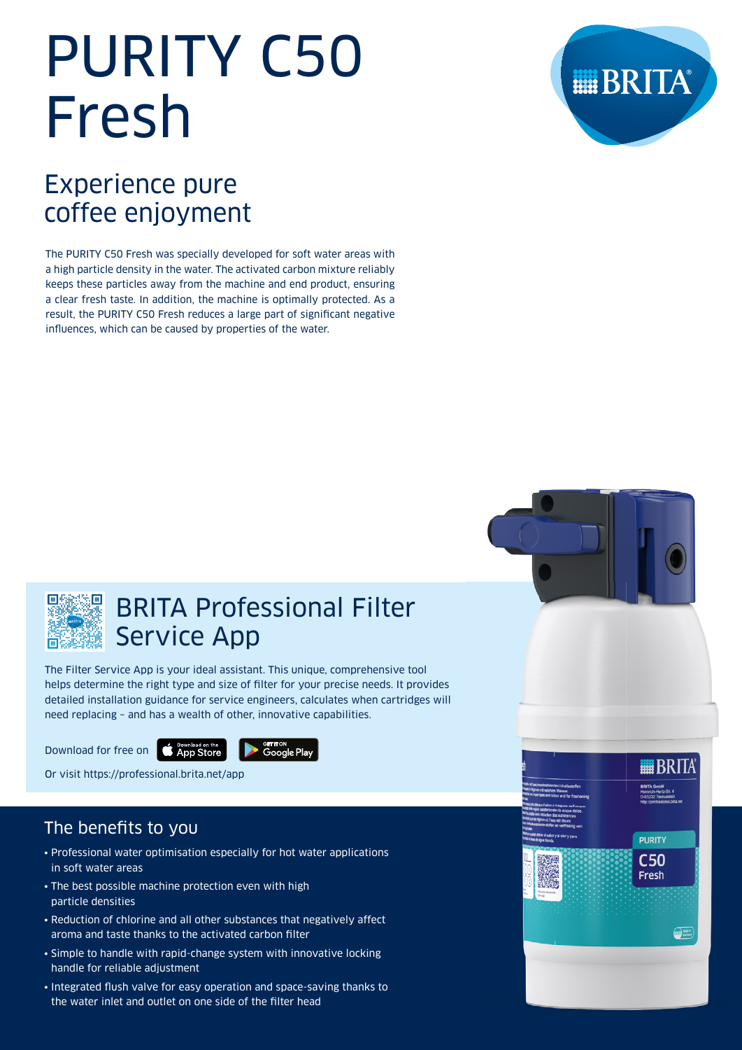# PURITY C50 Fresh

## Experience pure coffee enjoyment

The PURITY C50 Fresh was specially developed for soft water areas with a high particle density in the water. The activated carbon mixture reliably keeps these particles away from the machine and end product, ensuring a clear fresh taste. In addition, the machine is optimally protected. As a result, the PURITY C50 Fresh reduces a large part of significant negative influences, which can be caused by properties of the water.

## BRITA Professional Filter Service App

The Filter Service App is your ideal assistant. This unique, comprehensive tool helps determine the right type and size of filter for your precise needs. It provides detailed installation guidance for service engineers, calculates when cartridges will need replacing – and has a wealth of other, innovative capabilities.

Download for free on App Store Google Play

Or visit https://professional.brita.net/app

## The benefits to you

- Professional water optimisation especially for hot water applications in soft water areas
- The best possible machine protection even with high particle densities
- Reduction of chlorine and all other substances that negatively affect aroma and taste thanks to the activated carbon filter
- Simple to handle with rapid-change system with innovative locking handle for reliable adjustment
- Integrated flush valve for easy operation and space-saving thanks to the water inlet and outlet on one side of the filter head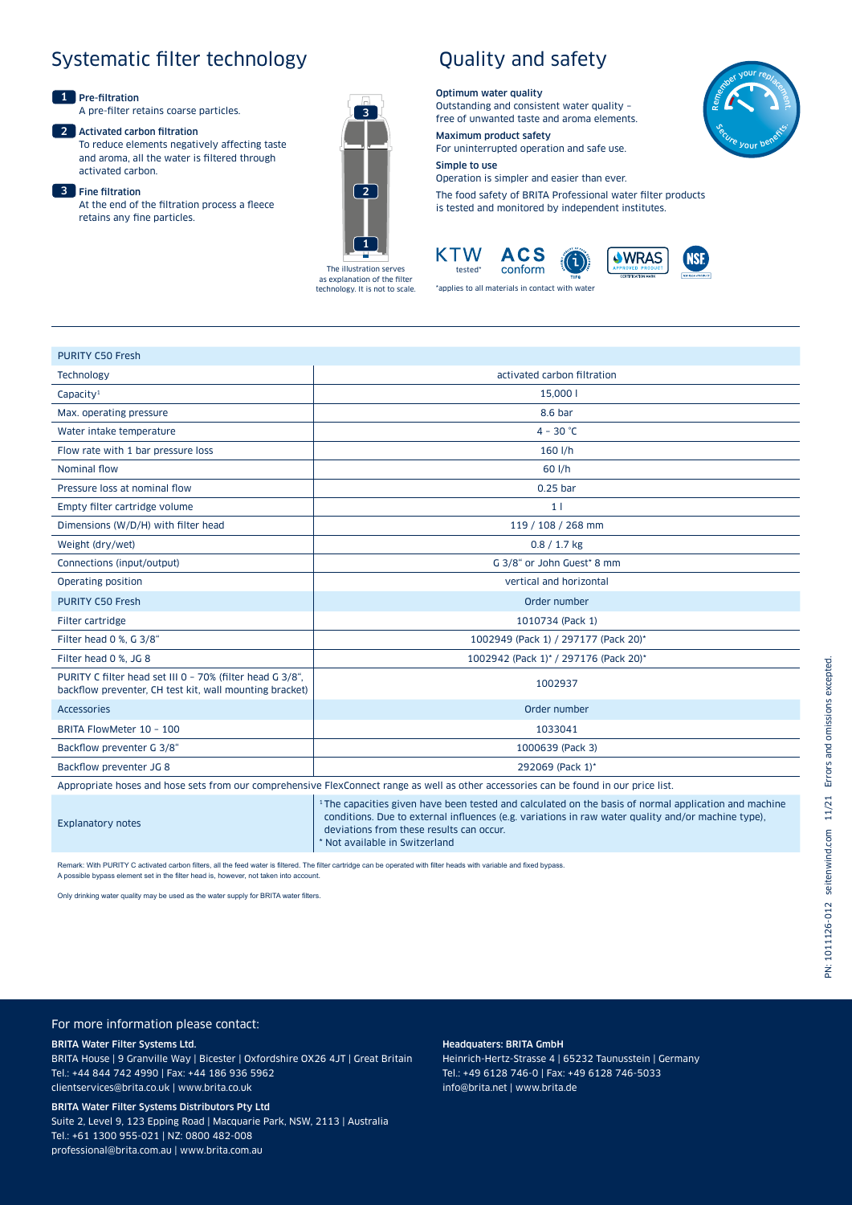## Systematic filter technology

**1 Pre-filtration**
A pre-filter retains coarse particles.

**2 Activated carbon filtration**
To reduce elements negatively affecting taste and aroma, all the water is filtered through activated carbon.

**3 Fine filtration**
At the end of the filtration process a fleece retains any fine particles.

The illustration serves as explanation of the filter technology. It is not to scale.

## Quality and safety

**Optimum water quality**
Outstanding and consistent water quality – free of unwanted taste and aroma elements.

**Maximum product safety**
For uninterrupted operation and safe use.

**Simple to use**
Operation is simpler and easier than ever.

The food safety of BRITA Professional water filter products is tested and monitored by independent institutes.

Remember your replacement. Secure your benefits.

KTW tested* ACS conform TIFQ WRAS APPROVED PRODUCT NSF

*applies to all materials in contact with water

| PURITY C50 Fresh | |
|---|---|
| Technology | activated carbon filtration |
| Capacity[1] | 15,000 l |
| Max. operating pressure | 8.6 bar |
| Water intake temperature | 4 – 30 °C |
| Flow rate with 1 bar pressure loss | 160 l/h |
| Nominal flow | 60 l/h |
| Pressure loss at nominal flow | 0.25 bar |
| Empty filter cartridge volume | 1 l |
| Dimensions (W/D/H) with filter head | 119 / 108 / 268 mm |
| Weight (dry/wet) | 0.8 / 1.7 kg |
| Connections (input/output) | G 3/8" or John Guest* 8 mm |
| Operating position | vertical and horizontal |
| PURITY C50 Fresh | Order number |
| Filter cartridge | 1010734 (Pack 1) |
| Filter head 0 %, G 3/8" | 1002949 (Pack 1) / 297177 (Pack 20)* |
| Filter head 0 %, JG 8 | 1002942 (Pack 1)* / 297176 (Pack 20)* |
| PURITY C filter head set III 0 – 70% (filter head G 3/8", backflow preventer, CH test kit, wall mounting bracket) | 1002937 |
| Accessories | Order number |
| BRITA FlowMeter 10 – 100 | 1033041 |
| Backflow preventer G 3/8" | 1000639 (Pack 3) |
| Backflow preventer JG 8 | 292069 (Pack 1)* |
| Appropriate hoses and hose sets from our comprehensive FlexConnect range as well as other accessories can be found in our price list. | |
| Explanatory notes | [1] The capacities given have been tested and calculated on the basis of normal application and machine conditions. Due to external influences (e.g. variations in raw water quality and/or machine type), deviations from these results can occur. * Not available in Switzerland |

Remark: With PURITY C activated carbon filters, all the feed water is filtered. The filter cartridge can be operated with filter heads with variable and fixed bypass. A possible bypass element set in the filter head is, however, not taken into account.

Only drinking water quality may be used as the water supply for BRITA water filters.

PN: 1011126-012 seitenwind.com 11/21 Errors and omissions excepted.

For more information please contact:

**BRITA Water Filter Systems Ltd.**
BRITA House | 9 Granville Way | Bicester | Oxfordshire OX26 4JT | Great Britain
Tel.: +44 844 742 4990 | Fax: +44 186 936 5962
clientservices@brita.co.uk | www.brita.co.uk

**BRITA Water Filter Systems Distributors Pty Ltd**
Suite 2, Level 9, 123 Epping Road | Macquarie Park, NSW, 2113 | Australia
Tel.: +61 1300 955-021 | NZ: 0800 482-008
professional@brita.com.au | www.brita.com.au

**Headquaters: BRITA GmbH**
Heinrich-Hertz-Strasse 4 | 65232 Taunusstein | Germany
Tel.: +49 6128 746-0 | Fax: +49 6128 746-5033
info@brita.net | www.brita.de